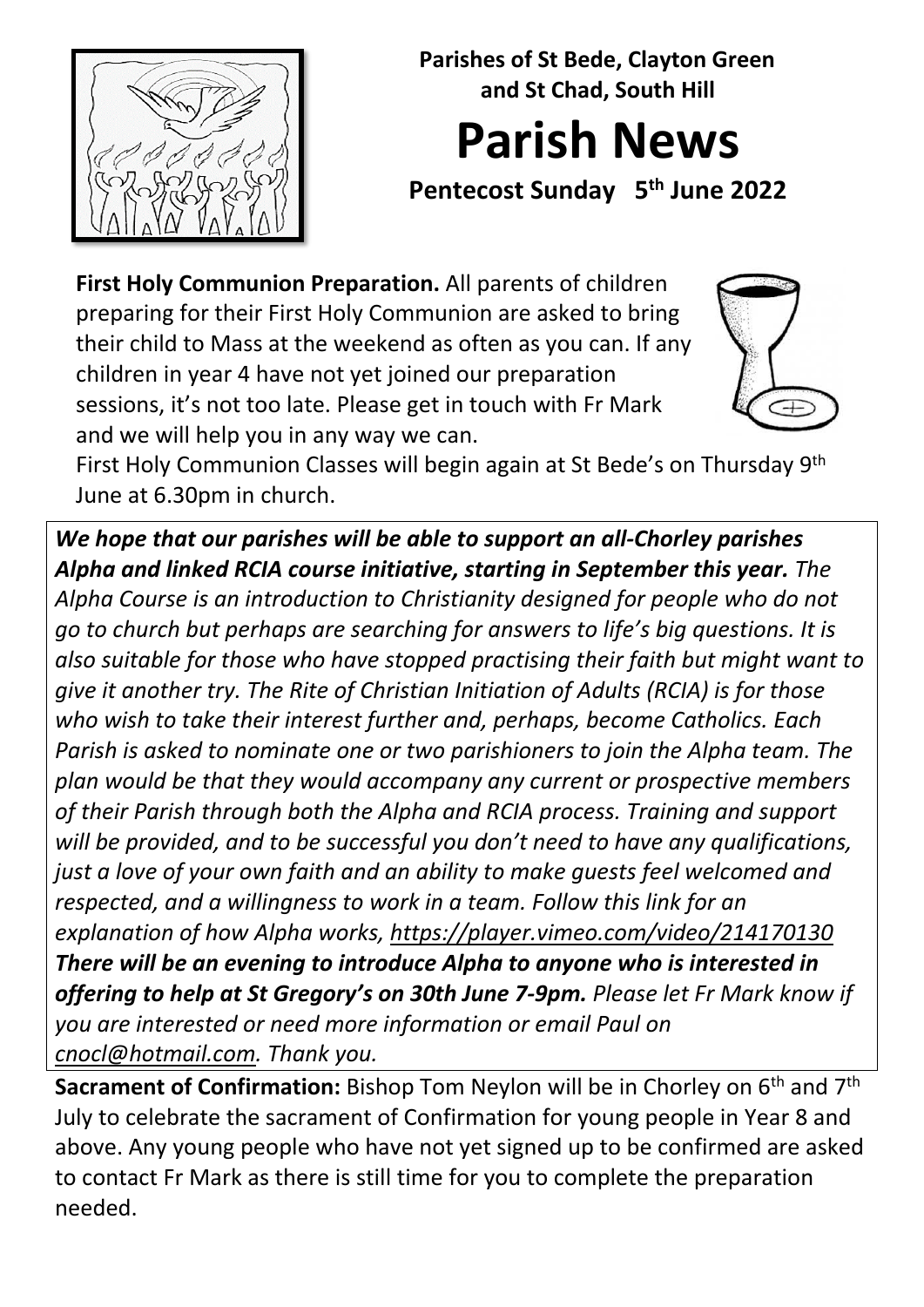**Parishes of St Bede, Clayton Green and St Chad, South Hill**

# Parish News

**Pentecost Sunday 5th June 2022**

**First Holy Communion Preparation.** All parents of children preparing for their First Holy Communion are asked to bring their child to Mass at the weekend as often as you can. If any children in year 4 have not yet joined our preparation sessions, it's not too late. Please get in touch with Fr Mark and we will help you in any way we can.

First Holy Communion Classes will begin again at St Bede's on Thursday 9th June at 6.30pm in church.

***We hope that our parishes will be able to support an all-Chorley parishes Alpha and linked RCIA course initiative, starting in September this year.*** *The Alpha Course is an introduction to Christianity designed for people who do not go to church but perhaps are searching for answers to life's big questions. It is also suitable for those who have stopped practising their faith but might want to give it another try. The Rite of Christian Initiation of Adults (RCIA) is for those who wish to take their interest further and, perhaps, become Catholics. Each Parish is asked to nominate one or two parishioners to join the Alpha team. The plan would be that they would accompany any current or prospective members of their Parish through both the Alpha and RCIA process. Training and support will be provided, and to be successful you don't need to have any qualifications, just a love of your own faith and an ability to make guests feel welcomed and respected, and a willingness to work in a team. Follow this link for an explanation of how Alpha works, https://player.vimeo.com/video/214170130* ***There will be an evening to introduce Alpha to anyone who is interested in offering to help at St Gregory's on 30th June 7-9pm.*** *Please let Fr Mark know if you are interested or need more information or email Paul on cnocl@hotmail.com. Thank you.*

**Sacrament of Confirmation:** Bishop Tom Neylon will be in Chorley on 6th and 7th July to celebrate the sacrament of Confirmation for young people in Year 8 and above. Any young people who have not yet signed up to be confirmed are asked to contact Fr Mark as there is still time for you to complete the preparation needed.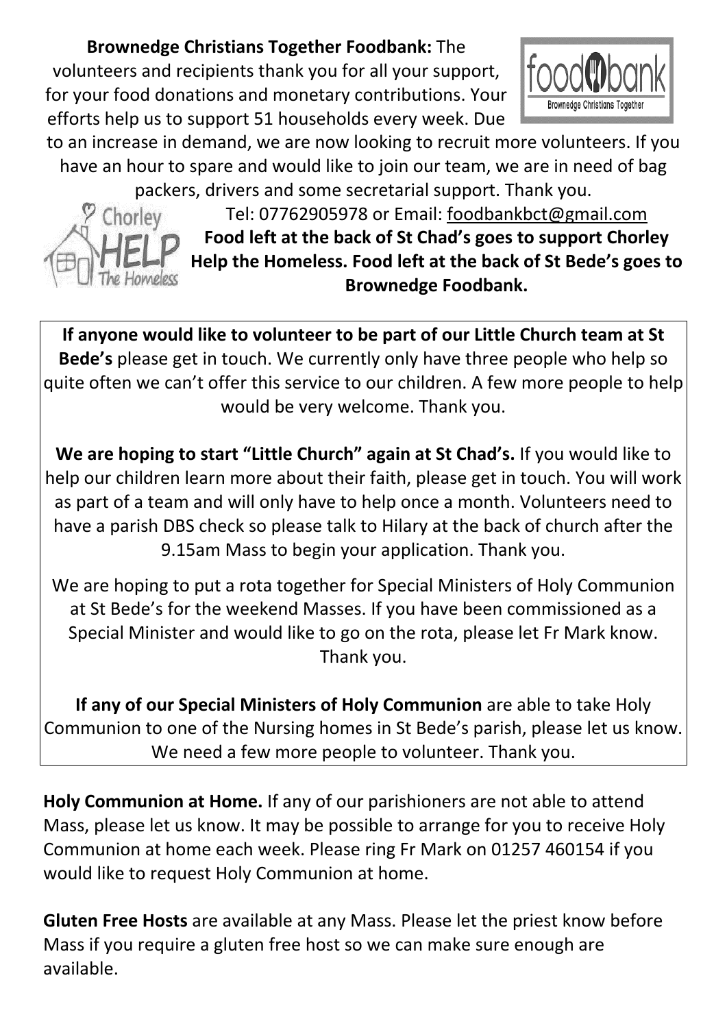**Brownedge Christians Together Foodbank:** The volunteers and recipients thank you for all your support, for your food donations and monetary contributions. Your efforts help us to support 51 households every week. Due to an increase in demand, we are now looking to recruit more volunteers. If you have an hour to spare and would like to join our team, we are in need of bag packers, drivers and some secretarial support. Thank you.

Tel: 07762905978 or Email: foodbankbct@gmail.com

**Food left at the back of St Chad's goes to support Chorley Help the Homeless. Food left at the back of St Bede's goes to Brownedge Foodbank.**

**If anyone would like to volunteer to be part of our Little Church team at St Bede's** please get in touch. We currently only have three people who help so quite often we can't offer this service to our children. A few more people to help would be very welcome. Thank you.

**We are hoping to start "Little Church" again at St Chad's.** If you would like to help our children learn more about their faith, please get in touch. You will work as part of a team and will only have to help once a month. Volunteers need to have a parish DBS check so please talk to Hilary at the back of church after the 9.15am Mass to begin your application. Thank you.

We are hoping to put a rota together for Special Ministers of Holy Communion at St Bede's for the weekend Masses. If you have been commissioned as a Special Minister and would like to go on the rota, please let Fr Mark know. Thank you.

**If any of our Special Ministers of Holy Communion** are able to take Holy Communion to one of the Nursing homes in St Bede's parish, please let us know. We need a few more people to volunteer. Thank you.

**Holy Communion at Home.** If any of our parishioners are not able to attend Mass, please let us know. It may be possible to arrange for you to receive Holy Communion at home each week. Please ring Fr Mark on 01257 460154 if you would like to request Holy Communion at home.

**Gluten Free Hosts** are available at any Mass. Please let the priest know before Mass if you require a gluten free host so we can make sure enough are available.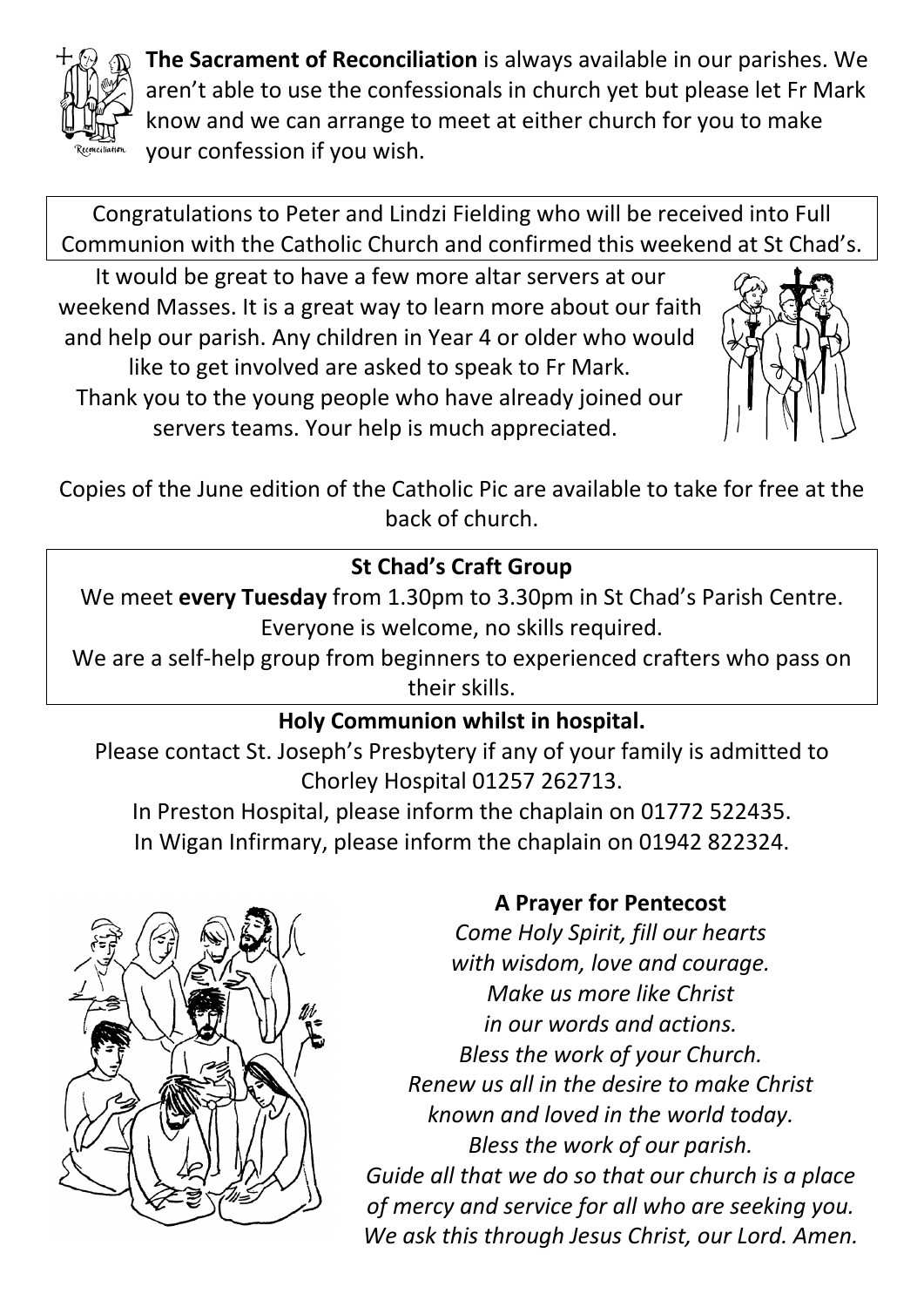**The Sacrament of Reconciliation** is always available in our parishes. We aren't able to use the confessionals in church yet but please let Fr Mark know and we can arrange to meet at either church for you to make your confession if you wish.

Congratulations to Peter and Lindzi Fielding who will be received into Full Communion with the Catholic Church and confirmed this weekend at St Chad's.

It would be great to have a few more altar servers at our weekend Masses. It is a great way to learn more about our faith and help our parish. Any children in Year 4 or older who would like to get involved are asked to speak to Fr Mark. Thank you to the young people who have already joined our servers teams. Your help is much appreciated.

Copies of the June edition of the Catholic Pic are available to take for free at the back of church.

**St Chad's Craft Group**

We meet **every Tuesday** from 1.30pm to 3.30pm in St Chad's Parish Centre. Everyone is welcome, no skills required.

We are a self-help group from beginners to experienced crafters who pass on their skills.

**Holy Communion whilst in hospital.**

Please contact St. Joseph's Presbytery if any of your family is admitted to Chorley Hospital 01257 262713.

In Preston Hospital, please inform the chaplain on 01772 522435.

In Wigan Infirmary, please inform the chaplain on 01942 822324.

**A Prayer for Pentecost**

*Come Holy Spirit, fill our hearts*
*with wisdom, love and courage.*
*Make us more like Christ*
*in our words and actions.*
*Bless the work of your Church.*
*Renew us all in the desire to make Christ*
*known and loved in the world today.*
*Bless the work of our parish.*
*Guide all that we do so that our church is a place*
*of mercy and service for all who are seeking you.*
*We ask this through Jesus Christ, our Lord. Amen.*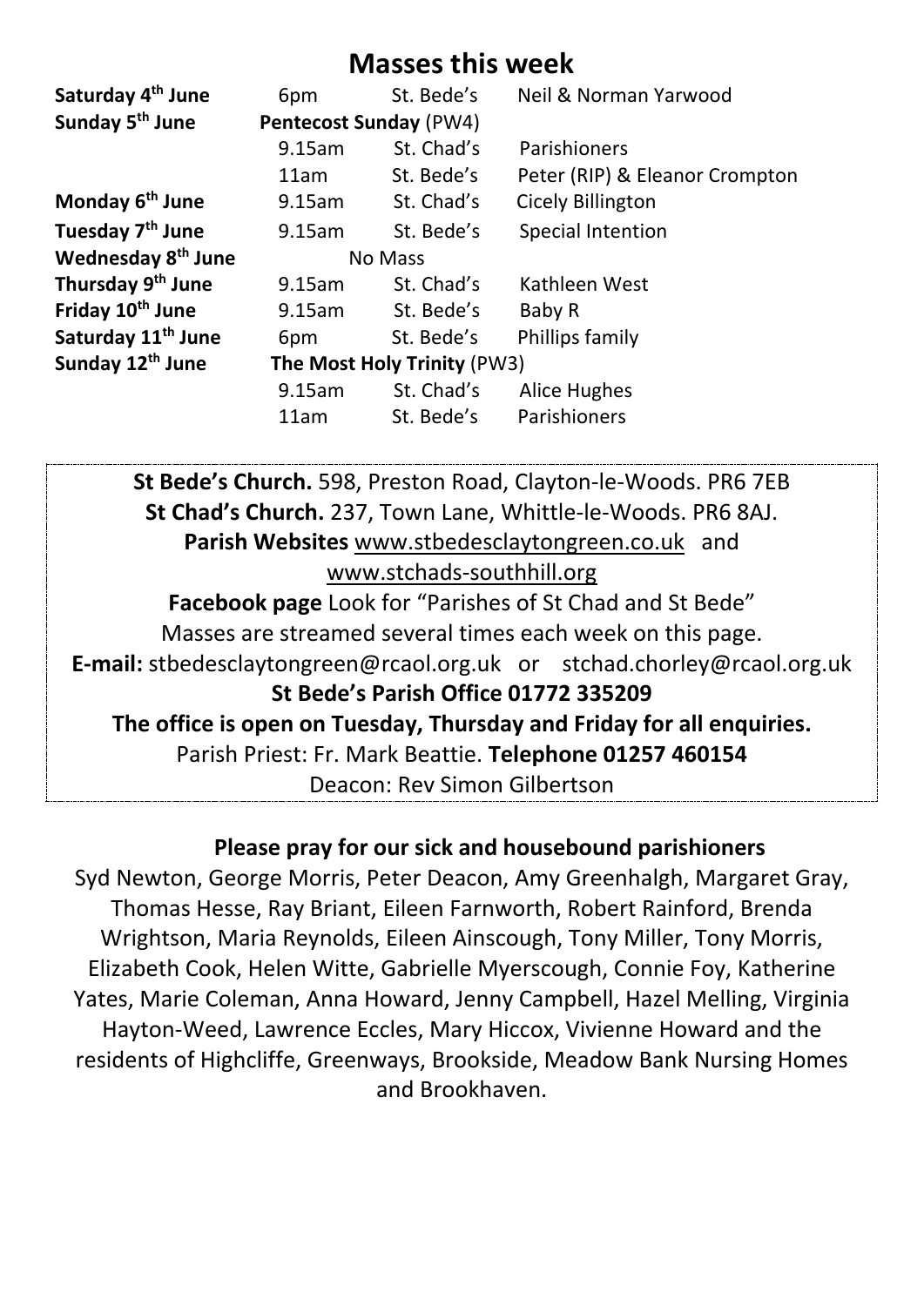## Masses this week

| | | | |
|---|---|---|---|
| **Saturday 4th June** | 6pm | St. Bede's | Neil & Norman Yarwood |
| **Sunday 5th June** | **Pentecost Sunday** (PW4) | | |
| | 9.15am | St. Chad's | Parishioners |
| | 11am | St. Bede's | Peter (RIP) & Eleanor Crompton |
| **Monday 6th June** | 9.15am | St. Chad's | Cicely Billington |
| **Tuesday 7th June** | 9.15am | St. Bede's | Special Intention |
| **Wednesday 8th June** | No Mass | | |
| **Thursday 9th June** | 9.15am | St. Chad's | Kathleen West |
| **Friday 10th June** | 9.15am | St. Bede's | Baby R |
| **Saturday 11th June** | 6pm | St. Bede's | Phillips family |
| **Sunday 12th June** | **The Most Holy Trinity** (PW3) | | |
| | 9.15am | St. Chad's | Alice Hughes |
| | 11am | St. Bede's | Parishioners |

**St Bede's Church.** 598, Preston Road, Clayton-le-Woods. PR6 7EB

**St Chad's Church.** 237, Town Lane, Whittle-le-Woods. PR6 8AJ.

**Parish Websites** www.stbedesclaytongreen.co.uk and www.stchads-southhill.org

**Facebook page** Look for "Parishes of St Chad and St Bede"

Masses are streamed several times each week on this page.

**E-mail:** stbedesclaytongreen@rcaol.org.uk or stchad.chorley@rcaol.org.uk

**St Bede's Parish Office 01772 335209**

**The office is open on Tuesday, Thursday and Friday for all enquiries.**

Parish Priest: Fr. Mark Beattie. **Telephone 01257 460154**

Deacon: Rev Simon Gilbertson

### Please pray for our sick and housebound parishioners

Syd Newton, George Morris, Peter Deacon, Amy Greenhalgh, Margaret Gray, Thomas Hesse, Ray Briant, Eileen Farnworth, Robert Rainford, Brenda Wrightson, Maria Reynolds, Eileen Ainscough, Tony Miller, Tony Morris, Elizabeth Cook, Helen Witte, Gabrielle Myerscough, Connie Foy, Katherine Yates, Marie Coleman, Anna Howard, Jenny Campbell, Hazel Melling, Virginia Hayton-Weed, Lawrence Eccles, Mary Hiccox, Vivienne Howard and the residents of Highcliffe, Greenways, Brookside, Meadow Bank Nursing Homes and Brookhaven.